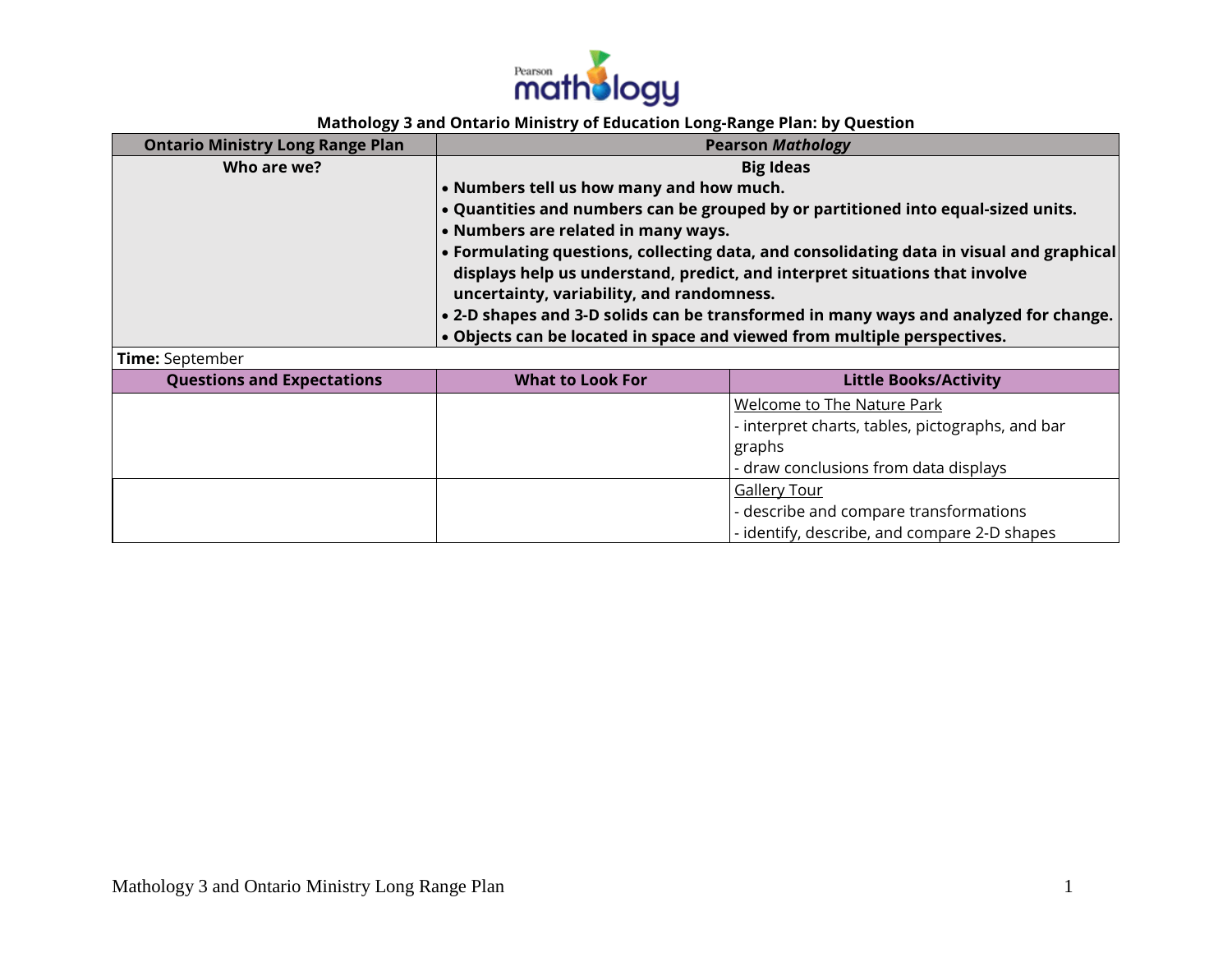## Mathology 3 and Ontario Ministry of Education Long-Range Plan: by Question

| Ontario Ministry Long Range Plan | Pearson *Mathology* | |
|---|---|---|
| **Who are we?** | **Big Ideas**<br>• **Numbers tell us how many and how much.**<br>• **Quantities and numbers can be grouped by or partitioned into equal-sized units.**<br>• **Numbers are related in many ways.**<br>• **Formulating questions, collecting data, and consolidating data in visual and graphical displays help us understand, predict, and interpret situations that involve uncertainty, variability, and randomness.**<br>• **2-D shapes and 3-D solids can be transformed in many ways and analyzed for change.**<br>• **Objects can be located in space and viewed from multiple perspectives.** | |
| **Time:** September | | |
| **Questions and Expectations** | **What to Look For** | **Little Books/Activity** |
| | | Welcome to The Nature Park<br>- interpret charts, tables, pictographs, and bar graphs<br>- draw conclusions from data displays |
| | | Gallery Tour<br>- describe and compare transformations<br>- identify, describe, and compare 2-D shapes |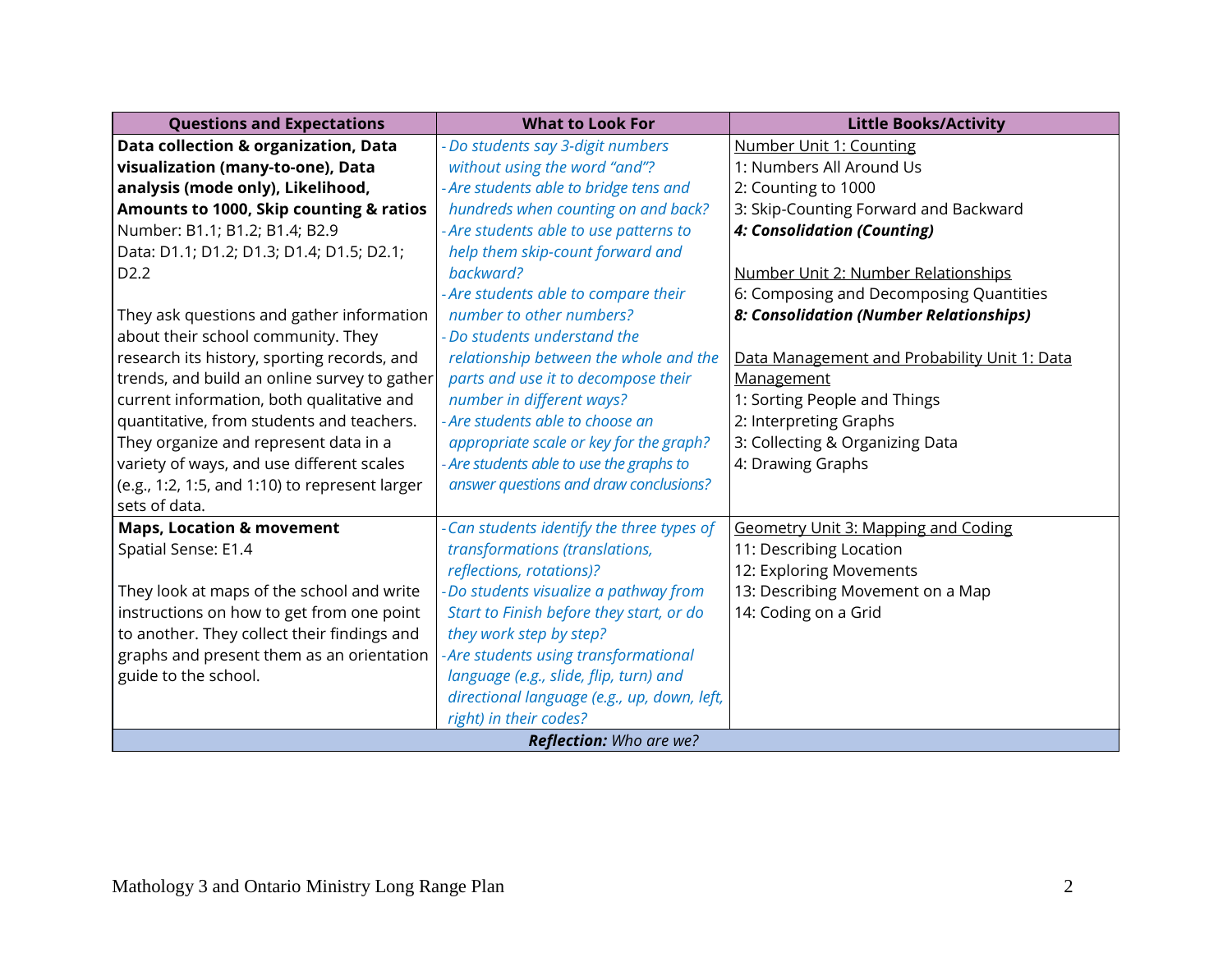| Questions and Expectations | What to Look For | Little Books/Activity |
| --- | --- | --- |
| **Data collection & organization, Data visualization (many-to-one), Data analysis (mode only), Likelihood, Amounts to 1000, Skip counting & ratios**<br>Number: B1.1; B1.2; B1.4; B2.9<br>Data: D1.1; D1.2; D1.3; D1.4; D1.5; D2.1; D2.2<br><br>They ask questions and gather information about their school community. They research its history, sporting records, and trends, and build an online survey to gather current information, both qualitative and quantitative, from students and teachers. They organize and represent data in a variety of ways, and use different scales (e.g., 1:2, 1:5, and 1:10) to represent larger sets of data. | *- Do students say 3-digit numbers without using the word "and"?*<br>*- Are students able to bridge tens and hundreds when counting on and back?*<br>*- Are students able to use patterns to help them skip-count forward and backward?*<br>*- Are students able to compare their number to other numbers?*<br>*- Do students understand the relationship between the whole and the parts and use it to decompose their number in different ways?*<br>*- Are students able to choose an appropriate scale or key for the graph?*<br>*- Are students able to use the graphs to answer questions and draw conclusions?* | Number Unit 1: Counting<br>1: Numbers All Around Us<br>2: Counting to 1000<br>3: Skip-Counting Forward and Backward<br>***4: Consolidation (Counting)***<br><br>Number Unit 2: Number Relationships<br>6: Composing and Decomposing Quantities<br>***8: Consolidation (Number Relationships)***<br><br>Data Management and Probability Unit 1: Data Management<br>1: Sorting People and Things<br>2: Interpreting Graphs<br>3: Collecting & Organizing Data<br>4: Drawing Graphs |
| **Maps, Location & movement**<br>Spatial Sense: E1.4<br><br>They look at maps of the school and write instructions on how to get from one point to another. They collect their findings and graphs and present them as an orientation guide to the school. | *- Can students identify the three types of transformations (translations, reflections, rotations)?*<br>*- Do students visualize a pathway from Start to Finish before they start, or do they work step by step?*<br>*- Are students using transformational language (e.g., slide, flip, turn) and directional language (e.g., up, down, left, right) in their codes?* | Geometry Unit 3: Mapping and Coding<br>11: Describing Location<br>12: Exploring Movements<br>13: Describing Movement on a Map<br>14: Coding on a Grid |
| ***Reflection:*** *Who are we?* | | |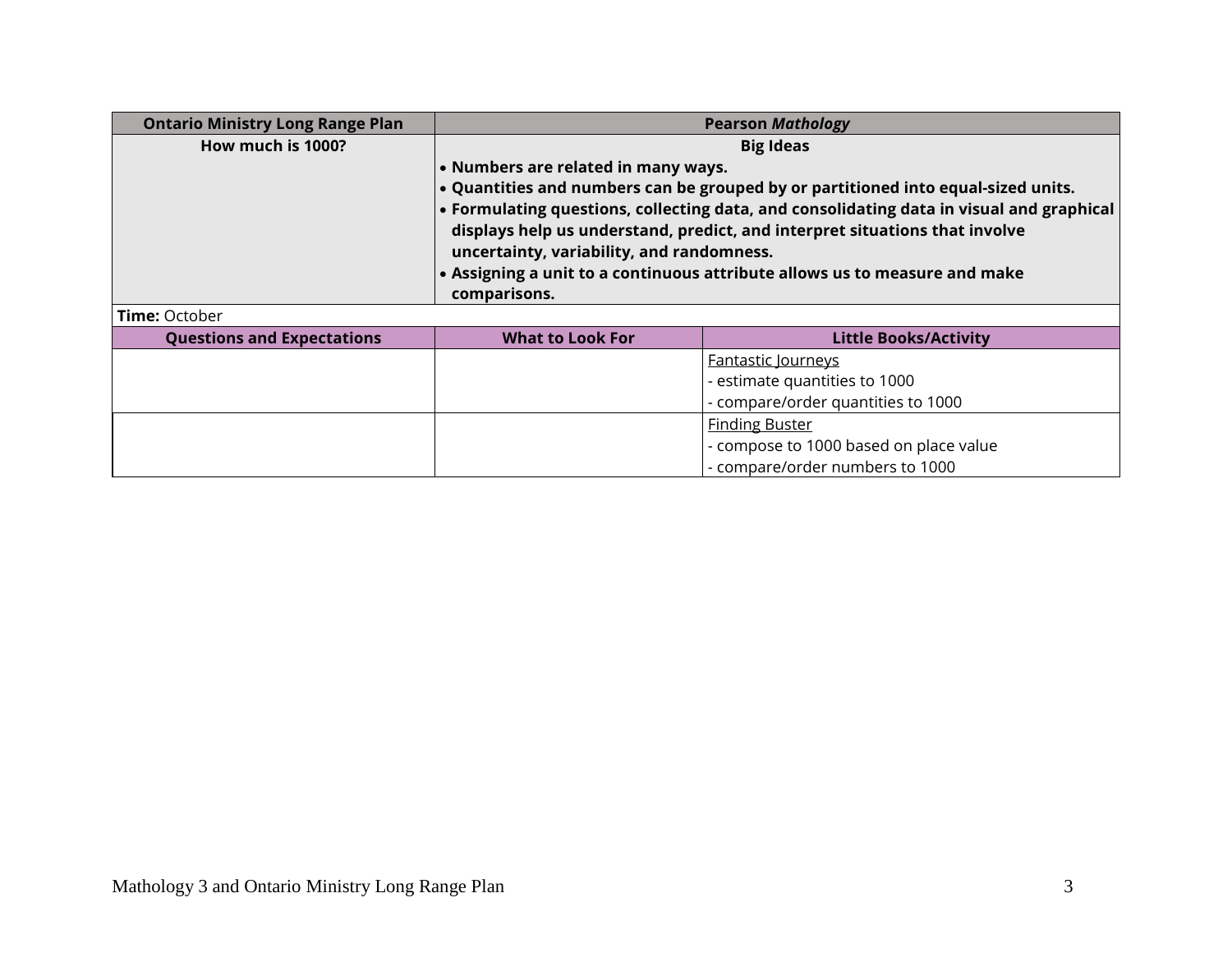| Ontario Ministry Long Range Plan | Pearson *Mathology* | |
|---|---|---|
| **How much is 1000?** | **Big Ideas**<br>• **Numbers are related in many ways.**<br>• **Quantities and numbers can be grouped by or partitioned into equal-sized units.**<br>• **Formulating questions, collecting data, and consolidating data in visual and graphical displays help us understand, predict, and interpret situations that involve uncertainty, variability, and randomness.**<br>• **Assigning a unit to a continuous attribute allows us to measure and make comparisons.** | |
| **Time:** October | | |
| **Questions and Expectations** | **What to Look For** | **Little Books/Activity** |
| | | Fantastic Journeys<br>- estimate quantities to 1000<br>- compare/order quantities to 1000 |
| | | Finding Buster<br>- compose to 1000 based on place value<br>- compare/order numbers to 1000 |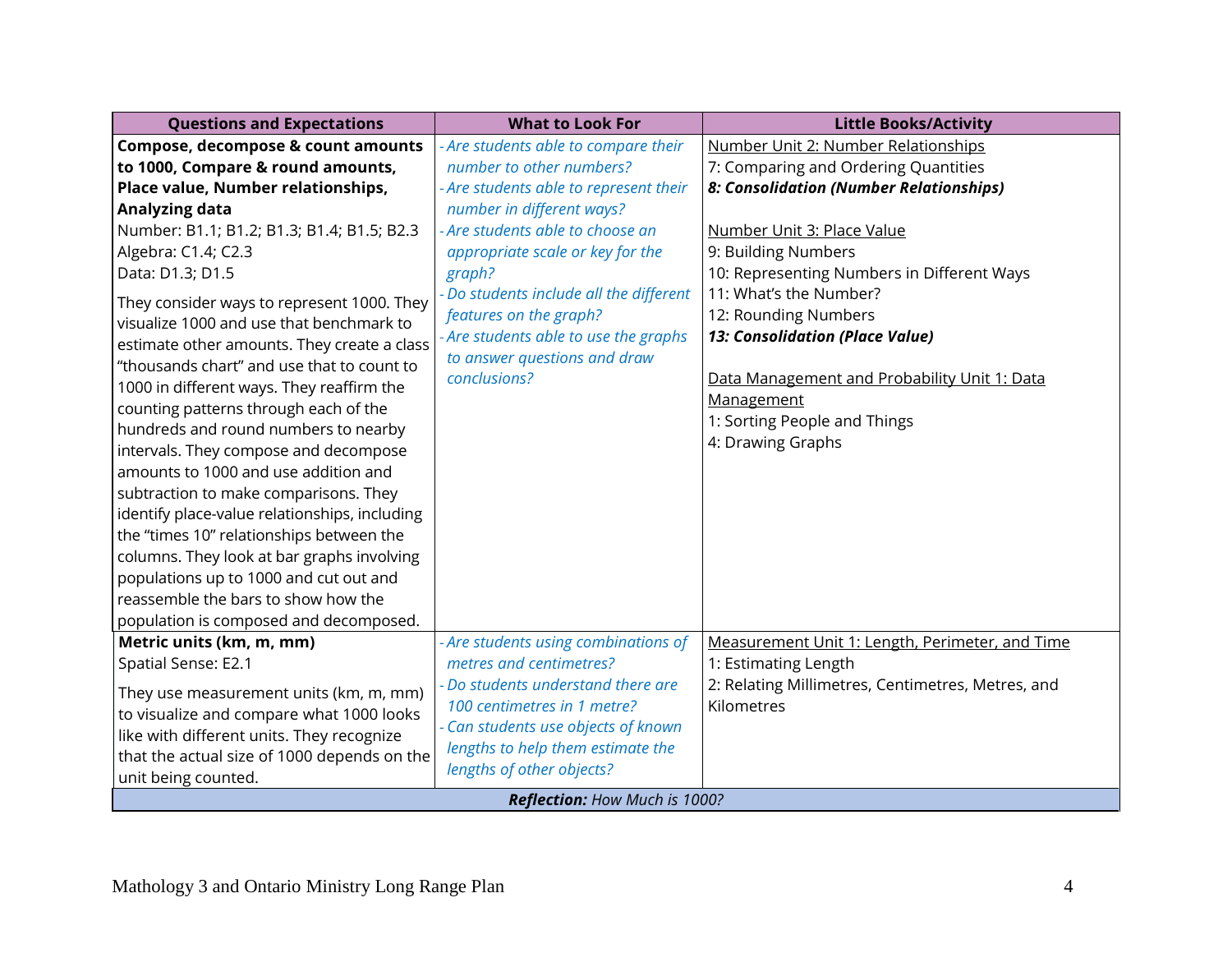| Questions and Expectations | What to Look For | Little Books/Activity |
|---|---|---|
| **Compose, decompose & count amounts to 1000, Compare & round amounts, Place value, Number relationships, Analyzing data**<br>Number: B1.1; B1.2; B1.3; B1.4; B1.5; B2.3<br>Algebra: C1.4; C2.3<br>Data: D1.3; D1.5<br><br>They consider ways to represent 1000. They visualize 1000 and use that benchmark to estimate other amounts. They create a class "thousands chart" and use that to count to 1000 in different ways. They reaffirm the counting patterns through each of the hundreds and round numbers to nearby intervals. They compose and decompose amounts to 1000 and use addition and subtraction to make comparisons. They identify place-value relationships, including the "times 10" relationships between the columns. They look at bar graphs involving populations up to 1000 and cut out and reassemble the bars to show how the population is composed and decomposed. | *- Are students able to compare their number to other numbers?*<br>*- Are students able to represent their number in different ways?*<br>*- Are students able to choose an appropriate scale or key for the graph?*<br>*- Do students include all the different features on the graph?*<br>*- Are students able to use the graphs to answer questions and draw conclusions?* | Number Unit 2: Number Relationships<br>7: Comparing and Ordering Quantities<br>***8: Consolidation (Number Relationships)***<br><br>Number Unit 3: Place Value<br>9: Building Numbers<br>10: Representing Numbers in Different Ways<br>11: What's the Number?<br>12: Rounding Numbers<br>***13: Consolidation (Place Value)***<br><br>Data Management and Probability Unit 1: Data Management<br>1: Sorting People and Things<br>4: Drawing Graphs |
| **Metric units (km, m, mm)**<br>Spatial Sense: E2.1<br><br>They use measurement units (km, m, mm) to visualize and compare what 1000 looks like with different units. They recognize that the actual size of 1000 depends on the unit being counted. | *- Are students using combinations of metres and centimetres?*<br>*- Do students understand there are 100 centimetres in 1 metre?*<br>*- Can students use objects of known lengths to help them estimate the lengths of other objects?* | Measurement Unit 1: Length, Perimeter, and Time<br>1: Estimating Length<br>2: Relating Millimetres, Centimetres, Metres, and Kilometres |
| ***Reflection:*** *How Much is 1000?* | | |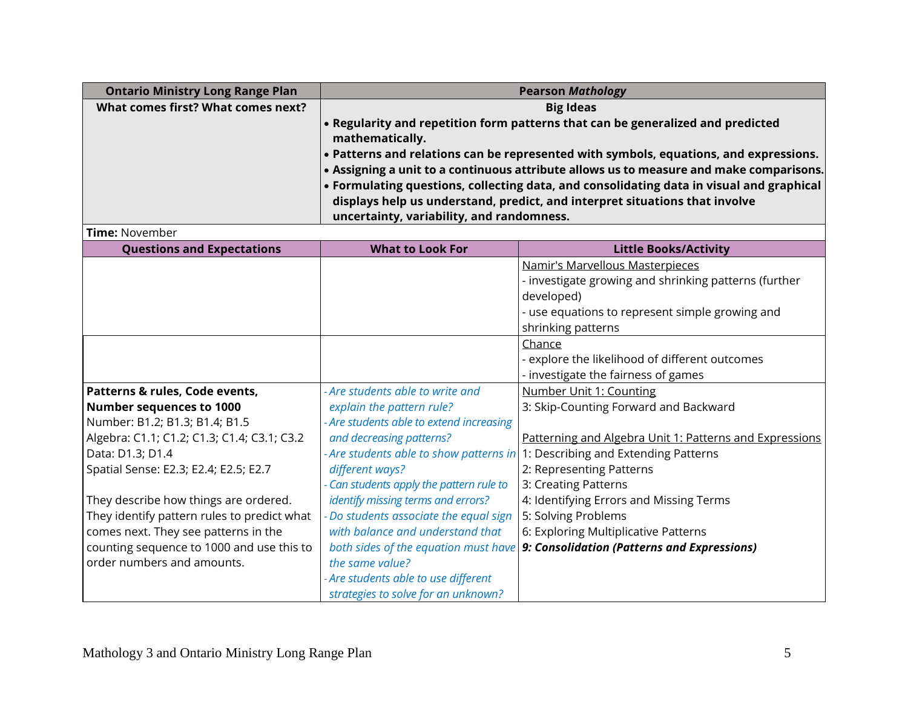| Ontario Ministry Long Range Plan | Pearson *Mathology* | |
|---|---|---|
| **What comes first? What comes next?** | **Big Ideas**<br>• **Regularity and repetition form patterns that can be generalized and predicted mathematically.**<br>• **Patterns and relations can be represented with symbols, equations, and expressions.**<br>• **Assigning a unit to a continuous attribute allows us to measure and make comparisons.**<br>• **Formulating questions, collecting data, and consolidating data in visual and graphical displays help us understand, predict, and interpret situations that involve uncertainty, variability, and randomness.** | |
| **Time:** November | | |
| **Questions and Expectations** | **What to Look For** | **Little Books/Activity** |
| | | Namir's Marvellous Masterpieces<br>- investigate growing and shrinking patterns (further developed)<br>- use equations to represent simple growing and shrinking patterns |
| | | Chance<br>- explore the likelihood of different outcomes<br>- investigate the fairness of games |
| **Patterns & rules, Code events, Number sequences to 1000**<br>Number: B1.2; B1.3; B1.4; B1.5<br>Algebra: C1.1; C1.2; C1.3; C1.4; C3.1; C3.2<br>Data: D1.3; D1.4<br>Spatial Sense: E2.3; E2.4; E2.5; E2.7<br><br>They describe how things are ordered. They identify pattern rules to predict what comes next. They see patterns in the counting sequence to 1000 and use this to order numbers and amounts. | *- Are students able to write and explain the pattern rule?*<br>*- Are students able to extend increasing and decreasing patterns?*<br>*- Are students able to show patterns in different ways?*<br>*- Can students apply the pattern rule to identify missing terms and errors?*<br>*- Do students associate the equal sign with balance and understand that both sides of the equation must have the same value?*<br>*- Are students able to use different strategies to solve for an unknown?* | Number Unit 1: Counting<br>3: Skip-Counting Forward and Backward<br><br>Patterning and Algebra Unit 1: Patterns and Expressions<br>1: Describing and Extending Patterns<br>2: Representing Patterns<br>3: Creating Patterns<br>4: Identifying Errors and Missing Terms<br>5: Solving Problems<br>6: Exploring Multiplicative Patterns<br>***9: Consolidation (Patterns and Expressions)*** |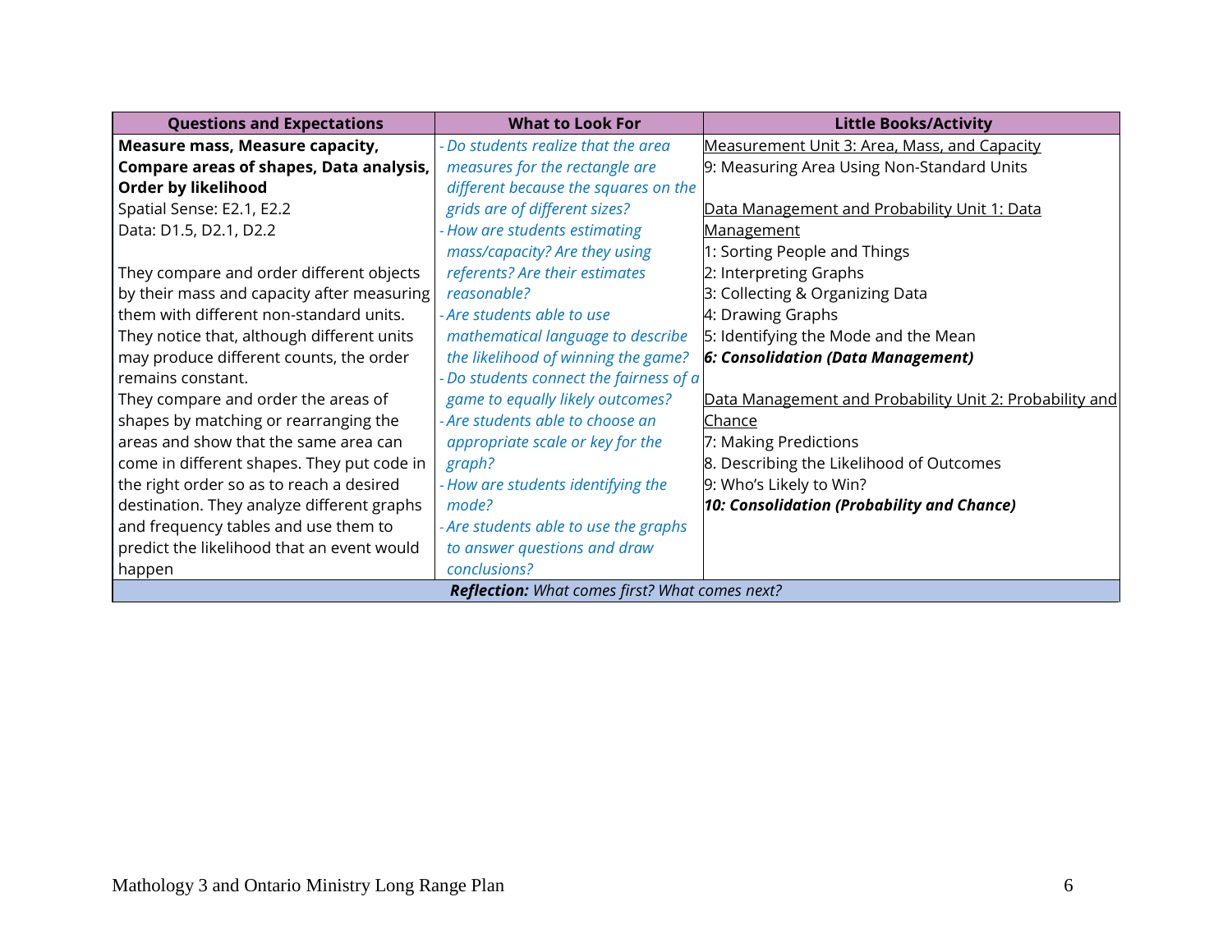| Questions and Expectations | What to Look For | Little Books/Activity |
|---|---|---|
| **Measure mass, Measure capacity, Compare areas of shapes, Data analysis, Order by likelihood**<br>Spatial Sense: E2.1, E2.2<br>Data: D1.5, D2.1, D2.2<br><br>They compare and order different objects by their mass and capacity after measuring them with different non-standard units. They notice that, although different units may produce different counts, the order remains constant.<br>They compare and order the areas of shapes by matching or rearranging the areas and show that the same area can come in different shapes. They put code in the right order so as to reach a desired destination. They analyze different graphs and frequency tables and use them to predict the likelihood that an event would happen | - *Do students realize that the area measures for the rectangle are different because the squares on the grids are of different sizes?*<br>- *How are students estimating mass/capacity? Are they using referents? Are their estimates reasonable?*<br>- *Are students able to use mathematical language to describe the likelihood of winning the game?*<br>- *Do students connect the fairness of a game to equally likely outcomes?*<br>- *Are students able to choose an appropriate scale or key for the graph?*<br>- *How are students identifying the mode?*<br>- *Are students able to use the graphs to answer questions and draw conclusions?* | <u>Measurement Unit 3: Area, Mass, and Capacity</u><br>9: Measuring Area Using Non-Standard Units<br><br><u>Data Management and Probability Unit 1: Data Management</u><br>1: Sorting People and Things<br>2: Interpreting Graphs<br>3: Collecting & Organizing Data<br>4: Drawing Graphs<br>5: Identifying the Mode and the Mean<br>***6: Consolidation (Data Management)***<br><br><u>Data Management and Probability Unit 2: Probability and Chance</u><br>7: Making Predictions<br>8. Describing the Likelihood of Outcomes<br>9: Who's Likely to Win?<br>***10: Consolidation (Probability and Chance)*** |
| ***Reflection:*** *What comes first? What comes next?* | | |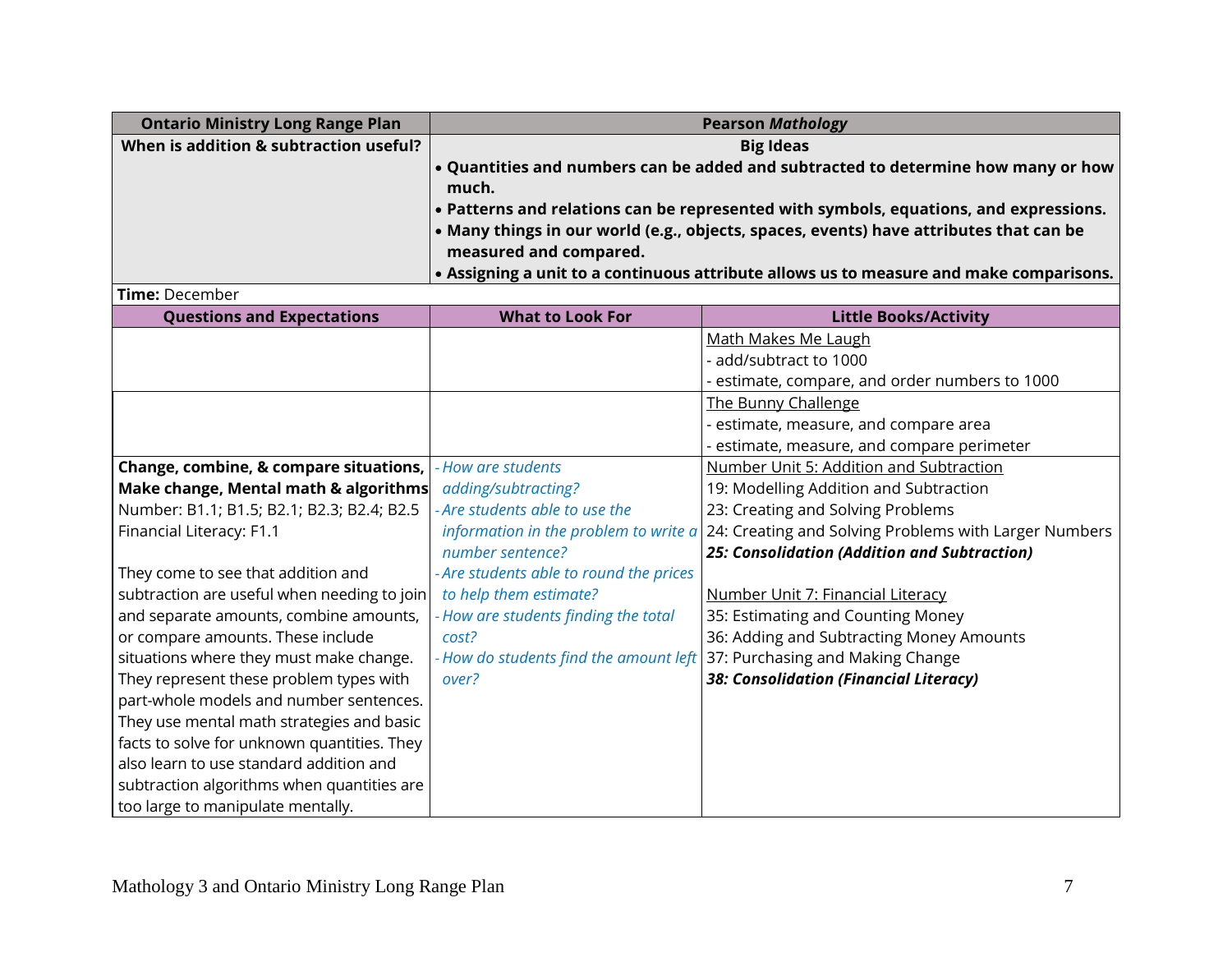| Ontario Ministry Long Range Plan | Pearson *Mathology* | |
|---|---|---|
| **When is addition & subtraction useful?** | **Big Ideas**<br>• **Quantities and numbers can be added and subtracted to determine how many or how much.**<br>• **Patterns and relations can be represented with symbols, equations, and expressions.**<br>• **Many things in our world (e.g., objects, spaces, events) have attributes that can be measured and compared.**<br>• **Assigning a unit to a continuous attribute allows us to measure and make comparisons.** | |
| **Time:** December | | |
| **Questions and Expectations** | **What to Look For** | **Little Books/Activity** |
| | | Math Makes Me Laugh<br>- add/subtract to 1000<br>- estimate, compare, and order numbers to 1000 |
| | | The Bunny Challenge<br>- estimate, measure, and compare area<br>- estimate, measure, and compare perimeter |
| **Change, combine, & compare situations, Make change, Mental math & algorithms**<br>Number: B1.1; B1.5; B2.1; B2.3; B2.4; B2.5<br>Financial Literacy: F1.1<br><br>They come to see that addition and subtraction are useful when needing to join and separate amounts, combine amounts, or compare amounts. These include situations where they must make change. They represent these problem types with part-whole models and number sentences. They use mental math strategies and basic facts to solve for unknown quantities. They also learn to use standard addition and subtraction algorithms when quantities are too large to manipulate mentally. | *- How are students adding/subtracting?*<br>*- Are students able to use the information in the problem to write a number sentence?*<br>*- Are students able to round the prices to help them estimate?*<br>*- How are students finding the total cost?*<br>*- How do students find the amount left over?* | Number Unit 5: Addition and Subtraction<br>19: Modelling Addition and Subtraction<br>23: Creating and Solving Problems<br>24: Creating and Solving Problems with Larger Numbers<br>***25: Consolidation (Addition and Subtraction)***<br><br>Number Unit 7: Financial Literacy<br>35: Estimating and Counting Money<br>36: Adding and Subtracting Money Amounts<br>37: Purchasing and Making Change<br>***38: Consolidation (Financial Literacy)*** |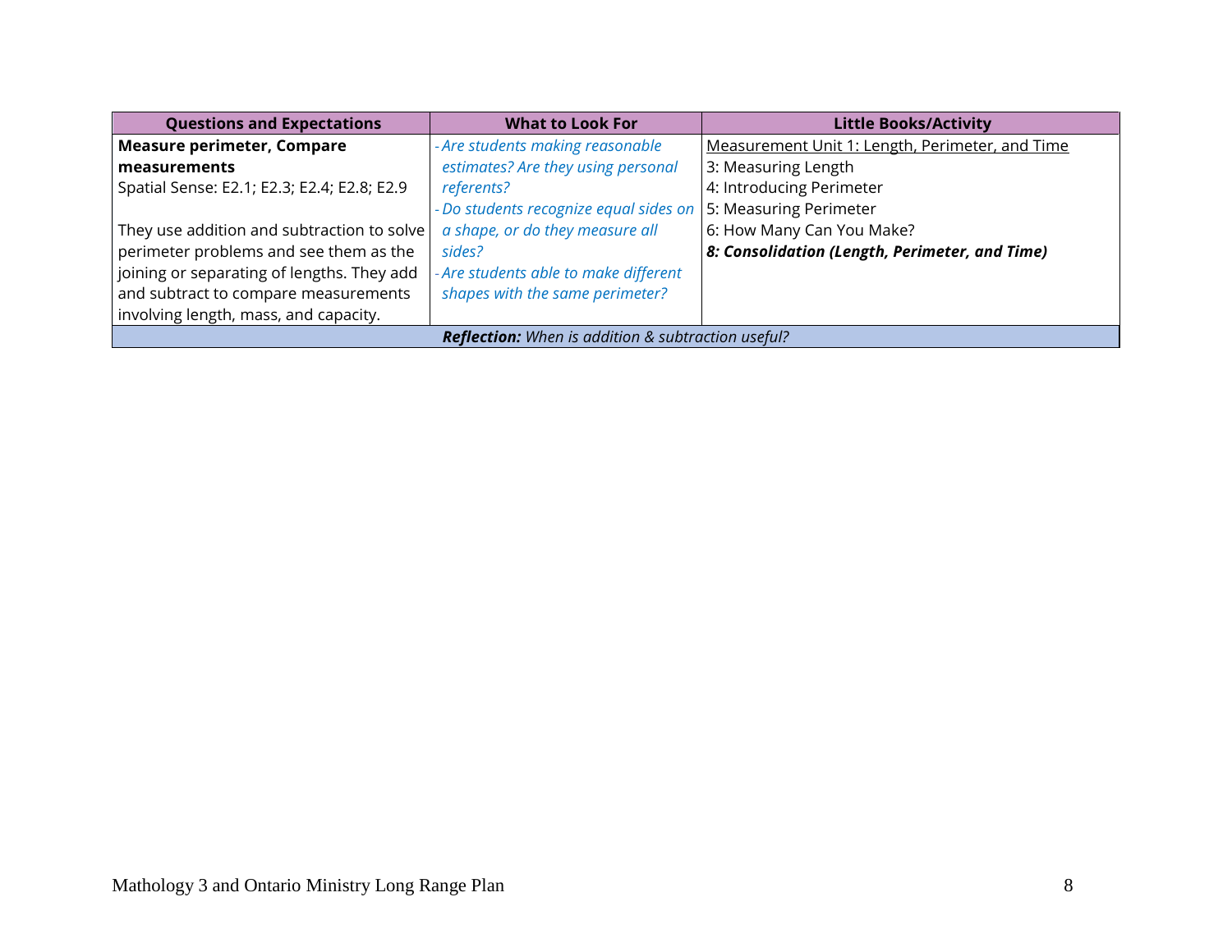| Questions and Expectations | What to Look For | Little Books/Activity |
|---|---|---|
| **Measure perimeter, Compare measurements**<br>Spatial Sense: E2.1; E2.3; E2.4; E2.8; E2.9<br><br>They use addition and subtraction to solve perimeter problems and see them as the joining or separating of lengths. They add and subtract to compare measurements involving length, mass, and capacity. | - *Are students making reasonable estimates? Are they using personal referents?*<br>- *Do students recognize equal sides on a shape, or do they measure all sides?*<br>- *Are students able to make different shapes with the same perimeter?* | <u>Measurement Unit 1: Length, Perimeter, and Time</u><br>3: Measuring Length<br>4: Introducing Perimeter<br>5: Measuring Perimeter<br>6: How Many Can You Make?<br>***8: Consolidation (Length, Perimeter, and Time)*** |
| ***Reflection:*** *When is addition & subtraction useful?* | | |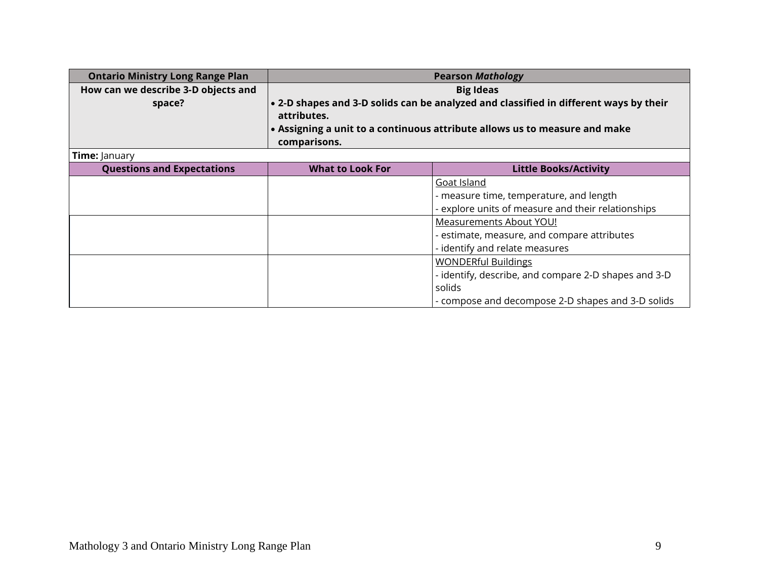| **Ontario Ministry Long Range Plan** | **Pearson *Mathology*** | |
|---|---|---|
| **How can we describe 3-D objects and space?** | **Big Ideas**<br>• **2-D shapes and 3-D solids can be analyzed and classified in different ways by their attributes.**<br>• **Assigning a unit to a continuous attribute allows us to measure and make comparisons.** | |
| **Time:** January | | |
| **Questions and Expectations** | **What to Look For** | **Little Books/Activity** |
| | | Goat Island<br>- measure time, temperature, and length<br>- explore units of measure and their relationships |
| | | Measurements About YOU!<br>- estimate, measure, and compare attributes<br>- identify and relate measures |
| | | WONDERful Buildings<br>- identify, describe, and compare 2-D shapes and 3-D solids<br>- compose and decompose 2-D shapes and 3-D solids |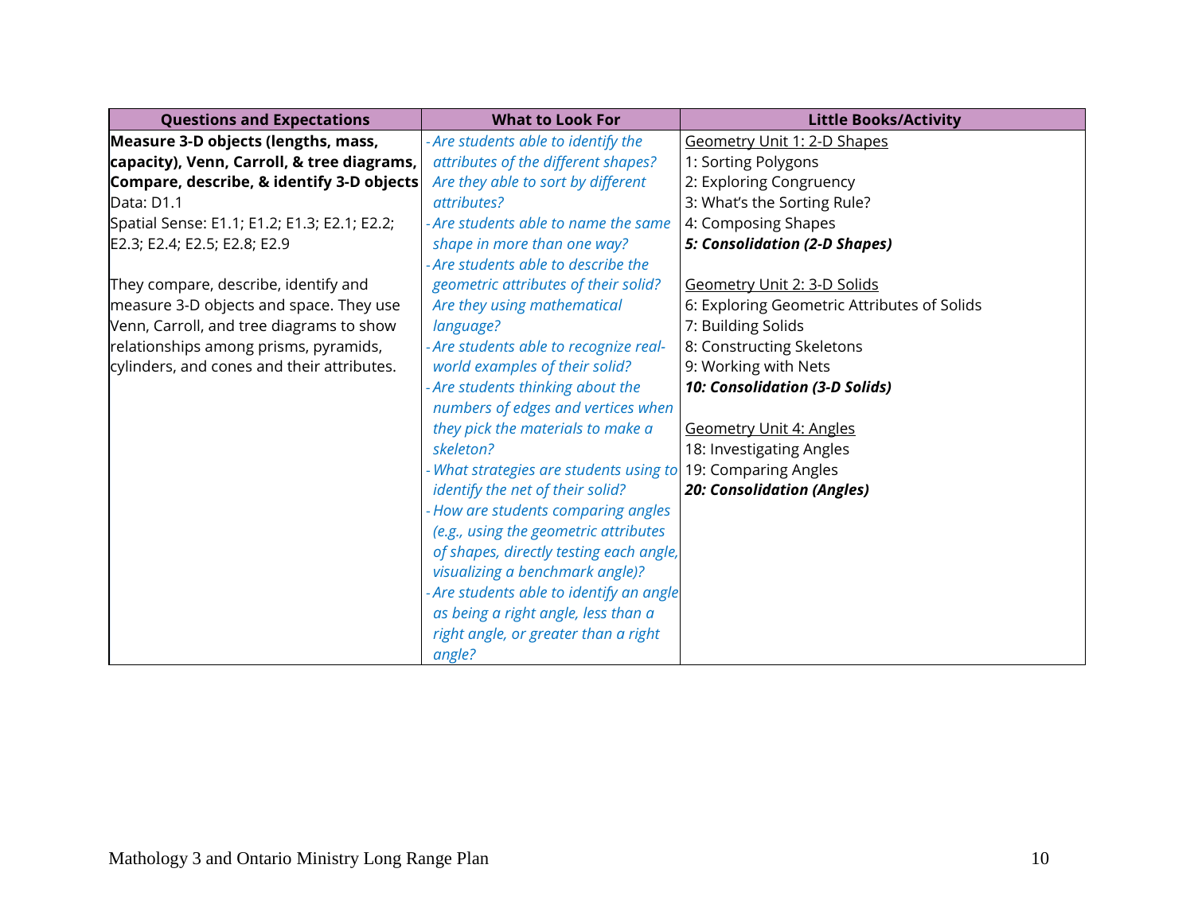| Questions and Expectations | What to Look For | Little Books/Activity |
|---|---|---|
| **Measure 3-D objects (lengths, mass, capacity), Venn, Carroll, & tree diagrams, Compare, describe, & identify 3-D objects**<br>Data: D1.1<br>Spatial Sense: E1.1; E1.2; E1.3; E2.1; E2.2; E2.3; E2.4; E2.5; E2.8; E2.9<br><br>They compare, describe, identify and measure 3-D objects and space. They use Venn, Carroll, and tree diagrams to show relationships among prisms, pyramids, cylinders, and cones and their attributes. | - *Are students able to identify the attributes of the different shapes? Are they able to sort by different attributes?*<br>- *Are students able to name the same shape in more than one way?*<br>- *Are students able to describe the geometric attributes of their solid? Are they using mathematical language?*<br>- *Are students able to recognize real-world examples of their solid?*<br>- *Are students thinking about the numbers of edges and vertices when they pick the materials to make a skeleton?*<br>- *What strategies are students using to identify the net of their solid?*<br>- *How are students comparing angles (e.g., using the geometric attributes of shapes, directly testing each angle, visualizing a benchmark angle)?*<br>- *Are students able to identify an angle as being a right angle, less than a right angle, or greater than a right angle?* | Geometry Unit 1: 2-D Shapes<br>1: Sorting Polygons<br>2: Exploring Congruency<br>3: What's the Sorting Rule?<br>4: Composing Shapes<br>***5: Consolidation (2-D Shapes)***<br><br>Geometry Unit 2: 3-D Solids<br>6: Exploring Geometric Attributes of Solids<br>7: Building Solids<br>8: Constructing Skeletons<br>9: Working with Nets<br>***10: Consolidation (3-D Solids)***<br><br>Geometry Unit 4: Angles<br>18: Investigating Angles<br>19: Comparing Angles<br>***20: Consolidation (Angles)*** |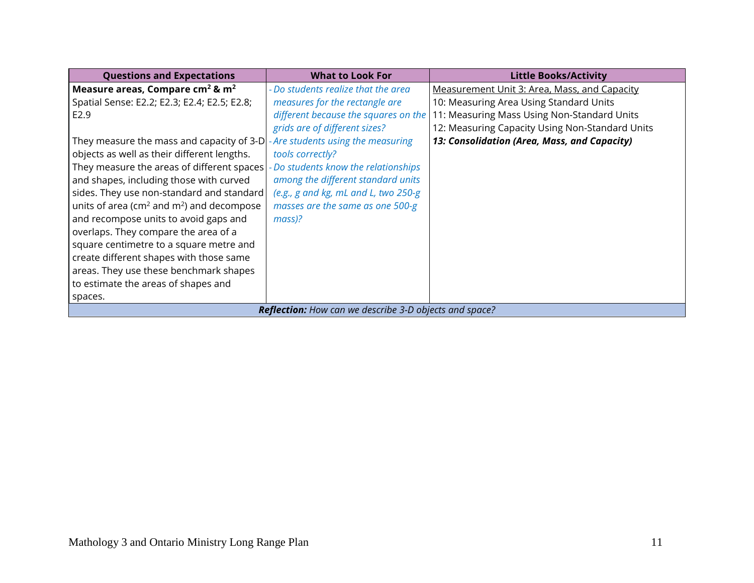| Questions and Expectations | What to Look For | Little Books/Activity |
|---|---|---|
| **Measure areas, Compare $cm^2$ & $m^2$**<br>Spatial Sense: E2.2; E2.3; E2.4; E2.5; E2.8; E2.9<br><br>They measure the mass and capacity of 3-D objects as well as their different lengths. They measure the areas of different spaces and shapes, including those with curved sides. They use non-standard and standard units of area ($cm^2$ and $m^2$) and decompose and recompose units to avoid gaps and overlaps. They compare the area of a square centimetre to a square metre and create different shapes with those same areas. They use these benchmark shapes to estimate the areas of shapes and spaces. | - *Do students realize that the area measures for the rectangle are different because the squares on the grids are of different sizes?*<br>- *Are students using the measuring tools correctly?*<br>- *Do students know the relationships among the different standard units (e.g., g and kg, mL and L, two 250-g masses are the same as one 500-g mass)?* | Measurement Unit 3: Area, Mass, and Capacity<br>10: Measuring Area Using Standard Units<br>11: Measuring Mass Using Non-Standard Units<br>12: Measuring Capacity Using Non-Standard Units<br>***13: Consolidation (Area, Mass, and Capacity)*** |
| ***Reflection:*** *How can we describe 3-D objects and space?* | | |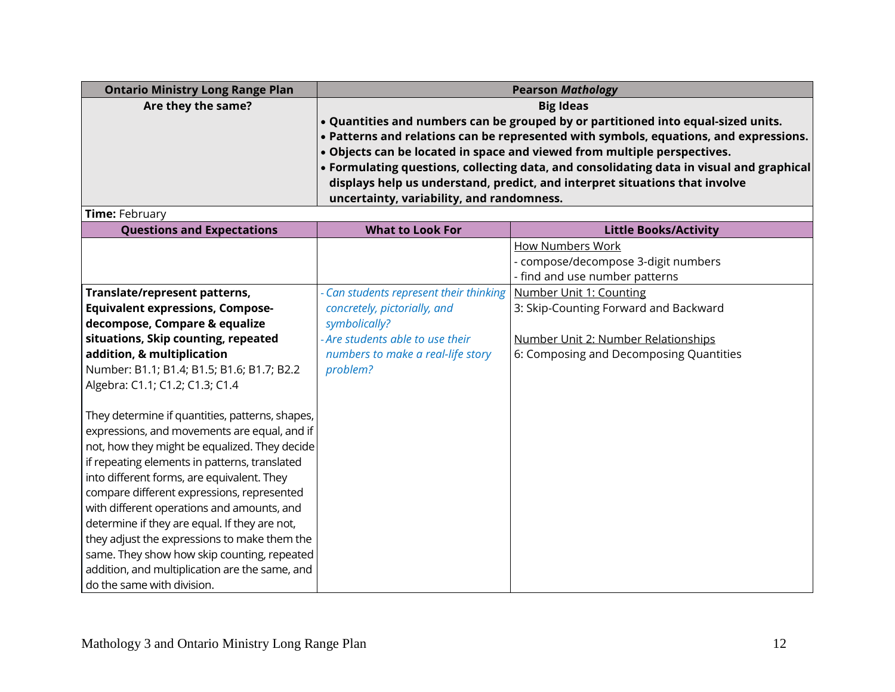| Ontario Ministry Long Range Plan | Pearson *Mathology* | |
|---|---|---|
| **Are they the same?** | **Big Ideas**<br>• **Quantities and numbers can be grouped by or partitioned into equal-sized units.**<br>• **Patterns and relations can be represented with symbols, equations, and expressions.**<br>• **Objects can be located in space and viewed from multiple perspectives.**<br>• **Formulating questions, collecting data, and consolidating data in visual and graphical displays help us understand, predict, and interpret situations that involve uncertainty, variability, and randomness.** | |
| **Time:** February | | |
| **Questions and Expectations** | **What to Look For** | **Little Books/Activity** |
| | | How Numbers Work<br>- compose/decompose 3-digit numbers<br>- find and use number patterns |
| **Translate/represent patterns, Equivalent expressions, Compose-decompose, Compare & equalize situations, Skip counting, repeated addition, & multiplication**<br>Number: B1.1; B1.4; B1.5; B1.6; B1.7; B2.2<br>Algebra: C1.1; C1.2; C1.3; C1.4<br><br>They determine if quantities, patterns, shapes, expressions, and movements are equal, and if not, how they might be equalized. They decide if repeating elements in patterns, translated into different forms, are equivalent. They compare different expressions, represented with different operations and amounts, and determine if they are equal. If they are not, they adjust the expressions to make them the same. They show how skip counting, repeated addition, and multiplication are the same, and do the same with division. | *- Can students represent their thinking concretely, pictorially, and symbolically?*<br>*- Are students able to use their numbers to make a real-life story problem?* | Number Unit 1: Counting<br>3: Skip-Counting Forward and Backward<br><br>Number Unit 2: Number Relationships<br>6: Composing and Decomposing Quantities |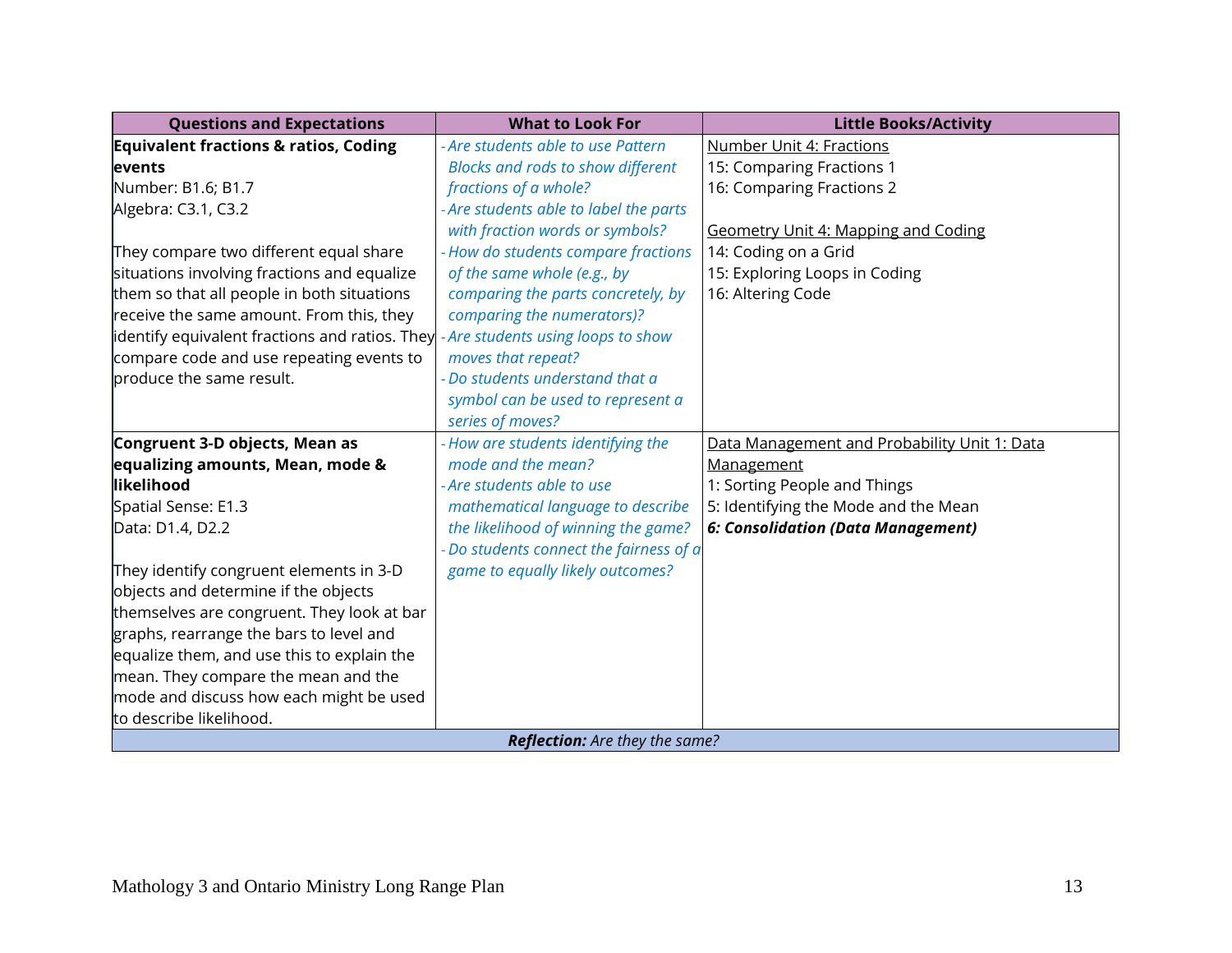| Questions and Expectations | What to Look For | Little Books/Activity |
|---|---|---|
| **Equivalent fractions & ratios, Coding events**<br>Number: B1.6; B1.7<br>Algebra: C3.1, C3.2<br><br>They compare two different equal share situations involving fractions and equalize them so that all people in both situations receive the same amount. From this, they identify equivalent fractions and ratios. They compare code and use repeating events to produce the same result. | *- Are students able to use Pattern Blocks and rods to show different fractions of a whole?*<br>*- Are students able to label the parts with fraction words or symbols?*<br>*- How do students compare fractions of the same whole (e.g., by comparing the parts concretely, by comparing the numerators)?*<br>*- Are students using loops to show moves that repeat?*<br>*- Do students understand that a symbol can be used to represent a series of moves?* | Number Unit 4: Fractions<br>15: Comparing Fractions 1<br>16: Comparing Fractions 2<br><br>Geometry Unit 4: Mapping and Coding<br>14: Coding on a Grid<br>15: Exploring Loops in Coding<br>16: Altering Code |
| **Congruent 3-D objects, Mean as equalizing amounts, Mean, mode & likelihood**<br>Spatial Sense: E1.3<br>Data: D1.4, D2.2<br><br>They identify congruent elements in 3-D objects and determine if the objects themselves are congruent. They look at bar graphs, rearrange the bars to level and equalize them, and use this to explain the mean. They compare the mean and the mode and discuss how each might be used to describe likelihood. | *- How are students identifying the mode and the mean?*<br>*- Are students able to use mathematical language to describe the likelihood of winning the game?*<br>*- Do students connect the fairness of a game to equally likely outcomes?* | Data Management and Probability Unit 1: Data Management<br>1: Sorting People and Things<br>5: Identifying the Mode and the Mean<br>***6: Consolidation (Data Management)*** |
| ***Reflection:*** *Are they the same?* | | |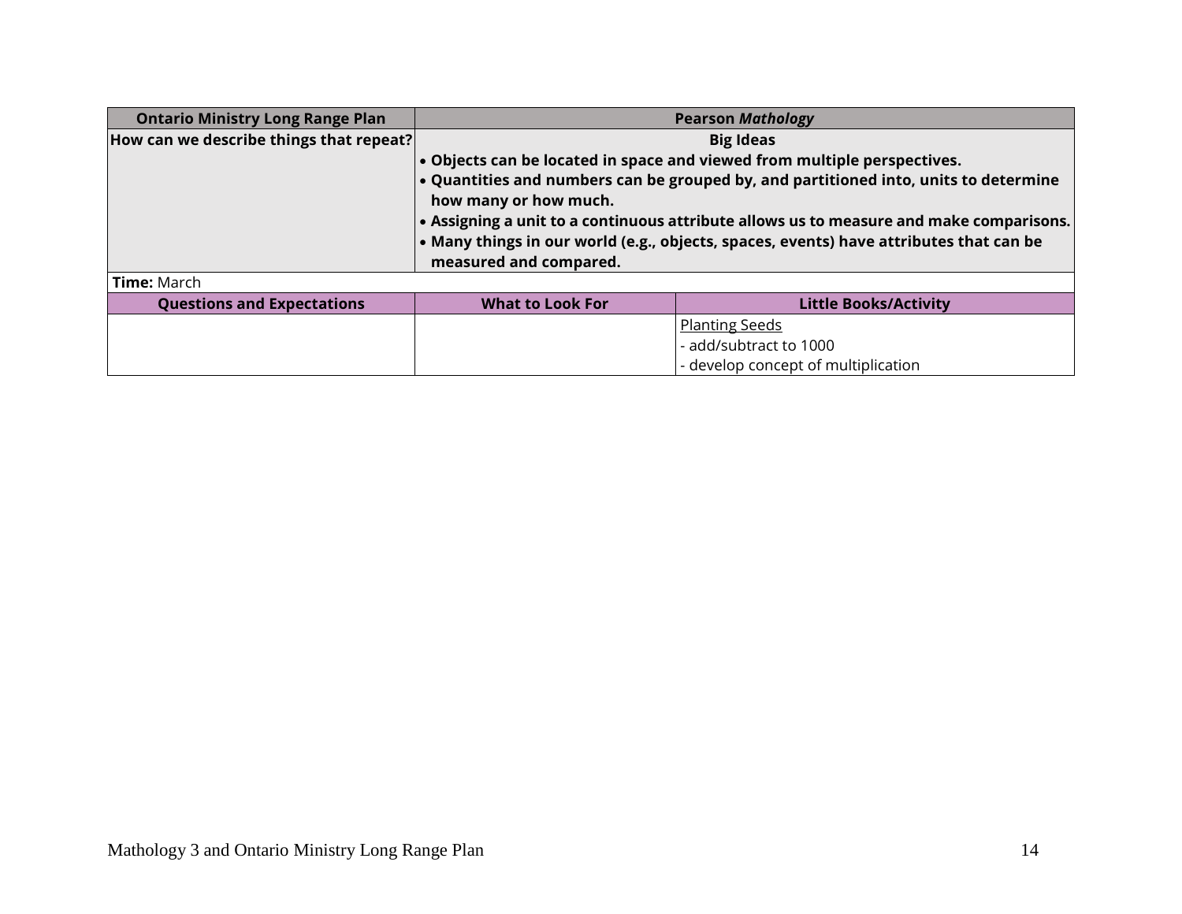| **Ontario Ministry Long Range Plan** | **Pearson *Mathology*** | |
|---|---|---|
| **How can we describe things that repeat?** | **Big Ideas**<br>• **Objects can be located in space and viewed from multiple perspectives.**<br>• **Quantities and numbers can be grouped by, and partitioned into, units to determine how many or how much.**<br>• **Assigning a unit to a continuous attribute allows us to measure and make comparisons.**<br>• **Many things in our world (e.g., objects, spaces, events) have attributes that can be measured and compared.** | |
| **Time:** March | | |
| **Questions and Expectations** | **What to Look For** | **Little Books/Activity** |
| | | Planting Seeds<br>- add/subtract to 1000<br>- develop concept of multiplication |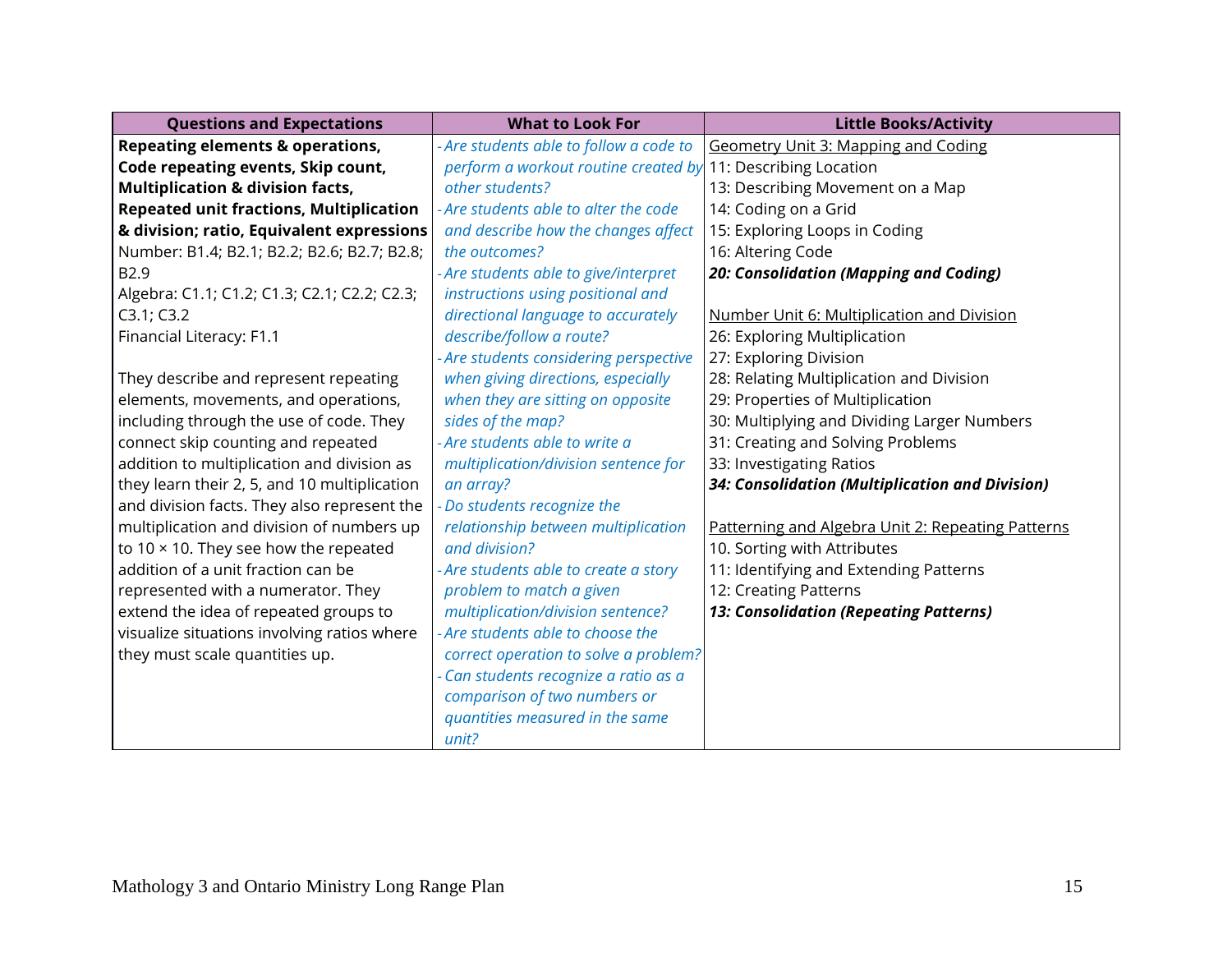| Questions and Expectations | What to Look For | Little Books/Activity |
|---|---|---|
| **Repeating elements & operations, Code repeating events, Skip count, Multiplication & division facts, Repeated unit fractions, Multiplication & division; ratio, Equivalent expressions**<br>Number: B1.4; B2.1; B2.2; B2.6; B2.7; B2.8; B2.9<br>Algebra: C1.1; C1.2; C1.3; C2.1; C2.2; C2.3; C3.1; C3.2<br>Financial Literacy: F1.1<br><br>They describe and represent repeating elements, movements, and operations, including through the use of code. They connect skip counting and repeated addition to multiplication and division as they learn their 2, 5, and 10 multiplication and division facts. They also represent the multiplication and division of numbers up to 10 × 10. They see how the repeated addition of a unit fraction can be represented with a numerator. They extend the idea of repeated groups to visualize situations involving ratios where they must scale quantities up. | - *Are students able to follow a code to perform a workout routine created by other students?*<br>- *Are students able to alter the code and describe how the changes affect the outcomes?*<br>- *Are students able to give/interpret instructions using positional and directional language to accurately describe/follow a route?*<br>- *Are students considering perspective when giving directions, especially when they are sitting on opposite sides of the map?*<br>- *Are students able to write a multiplication/division sentence for an array?*<br>- *Do students recognize the relationship between multiplication and division?*<br>- *Are students able to create a story problem to match a given multiplication/division sentence?*<br>- *Are students able to choose the correct operation to solve a problem?*<br>- *Can students recognize a ratio as a comparison of two numbers or quantities measured in the same unit?* | <u>Geometry Unit 3: Mapping and Coding</u><br>11: Describing Location<br>13: Describing Movement on a Map<br>14: Coding on a Grid<br>15: Exploring Loops in Coding<br>16: Altering Code<br>***20: Consolidation (Mapping and Coding)***<br><br><u>Number Unit 6: Multiplication and Division</u><br>26: Exploring Multiplication<br>27: Exploring Division<br>28: Relating Multiplication and Division<br>29: Properties of Multiplication<br>30: Multiplying and Dividing Larger Numbers<br>31: Creating and Solving Problems<br>33: Investigating Ratios<br>***34: Consolidation (Multiplication and Division)***<br><br><u>Patterning and Algebra Unit 2: Repeating Patterns</u><br>10. Sorting with Attributes<br>11: Identifying and Extending Patterns<br>12: Creating Patterns<br>***13: Consolidation (Repeating Patterns)*** |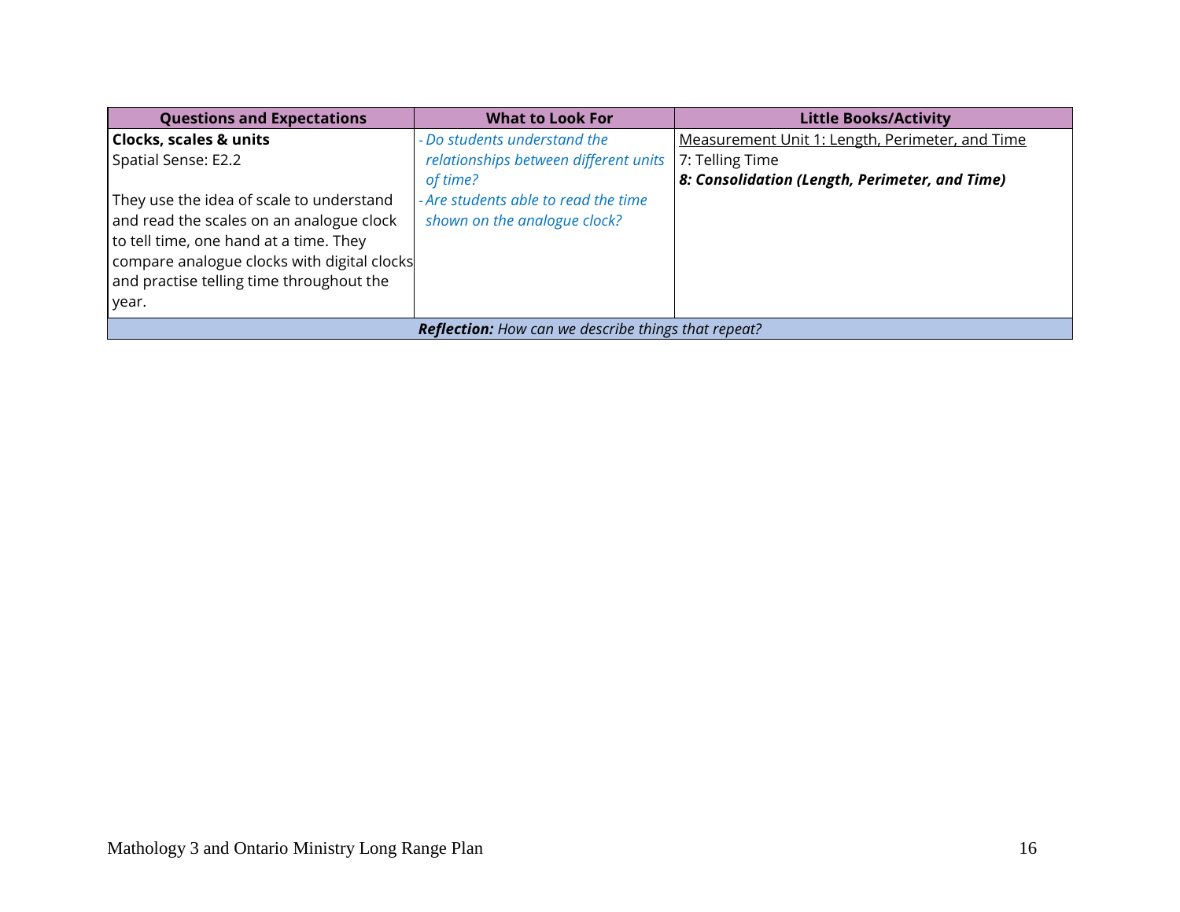| Questions and Expectations | What to Look For | Little Books/Activity |
|---|---|---|
| **Clocks, scales & units**<br>Spatial Sense: E2.2<br><br>They use the idea of scale to understand and read the scales on an analogue clock to tell time, one hand at a time. They compare analogue clocks with digital clocks and practise telling time throughout the year. | - *Do students understand the relationships between different units of time?*<br>- *Are students able to read the time shown on the analogue clock?* | Measurement Unit 1: Length, Perimeter, and Time<br>7: Telling Time<br>***8: Consolidation (Length, Perimeter, and Time)*** |
| ***Reflection:*** *How can we describe things that repeat?* | | |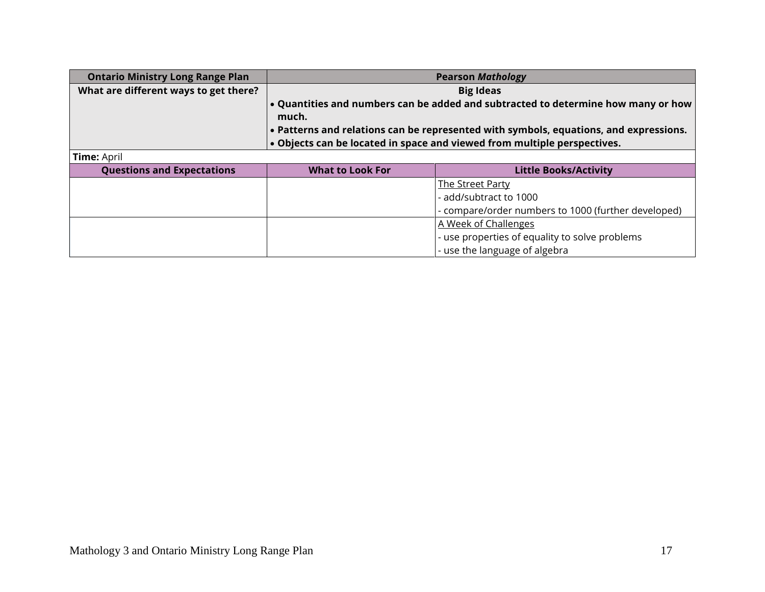| Ontario Ministry Long Range Plan | Pearson *Mathology* | |
|---|---|---|
| **What are different ways to get there?** | **Big Ideas**<br>• **Quantities and numbers can be added and subtracted to determine how many or how much.**<br>• **Patterns and relations can be represented with symbols, equations, and expressions.**<br>• **Objects can be located in space and viewed from multiple perspectives.** | |
| **Time:** April | | |
| **Questions and Expectations** | **What to Look For** | **Little Books/Activity** |
| | | The Street Party<br>- add/subtract to 1000<br>- compare/order numbers to 1000 (further developed) |
| | | A Week of Challenges<br>- use properties of equality to solve problems<br>- use the language of algebra |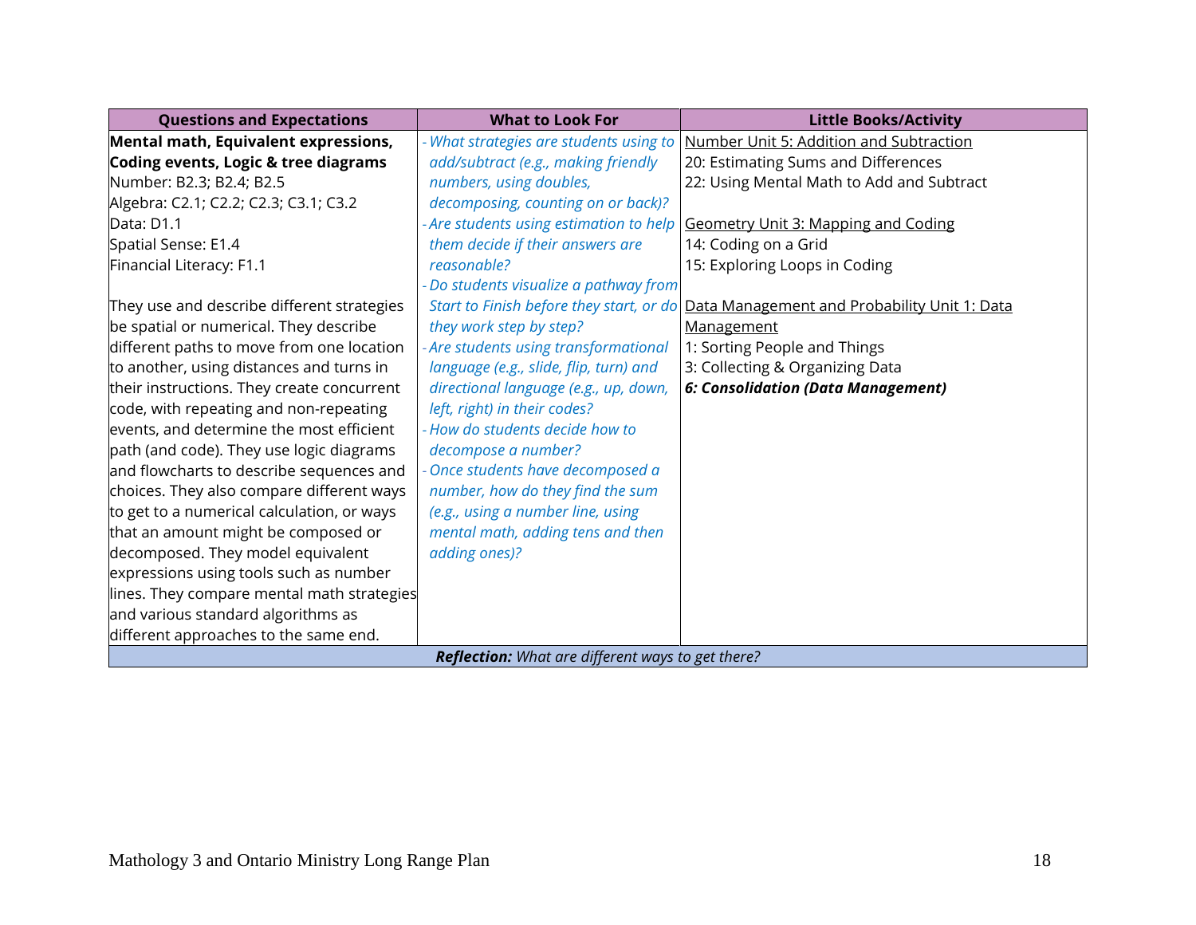| Questions and Expectations | What to Look For | Little Books/Activity |
|---|---|---|
| **Mental math, Equivalent expressions, Coding events, Logic & tree diagrams**<br>Number: B2.3; B2.4; B2.5<br>Algebra: C2.1; C2.2; C2.3; C3.1; C3.2<br>Data: D1.1<br>Spatial Sense: E1.4<br>Financial Literacy: F1.1<br><br>They use and describe different strategies be spatial or numerical. They describe different paths to move from one location to another, using distances and turns in their instructions. They create concurrent code, with repeating and non-repeating events, and determine the most efficient path (and code). They use logic diagrams and flowcharts to describe sequences and choices. They also compare different ways to get to a numerical calculation, or ways that an amount might be composed or decomposed. They model equivalent expressions using tools such as number lines. They compare mental math strategies and various standard algorithms as different approaches to the same end. | - *What strategies are students using to add/subtract (e.g., making friendly numbers, using doubles, decomposing, counting on or back)?*<br>- *Are students using estimation to help them decide if their answers are reasonable?*<br>- *Do students visualize a pathway from Start to Finish before they start, or do they work step by step?*<br>- *Are students using transformational language (e.g., slide, flip, turn) and directional language (e.g., up, down, left, right) in their codes?*<br>- *How do students decide how to decompose a number?*<br>- *Once students have decomposed a number, how do they find the sum (e.g., using a number line, using mental math, adding tens and then adding ones)?* | Number Unit 5: Addition and Subtraction<br>20: Estimating Sums and Differences<br>22: Using Mental Math to Add and Subtract<br><br>Geometry Unit 3: Mapping and Coding<br>14: Coding on a Grid<br>15: Exploring Loops in Coding<br><br>Data Management and Probability Unit 1: Data Management<br>1: Sorting People and Things<br>3: Collecting & Organizing Data<br>***6: Consolidation (Data Management)*** |
| ***Reflection:*** *What are different ways to get there?* | | |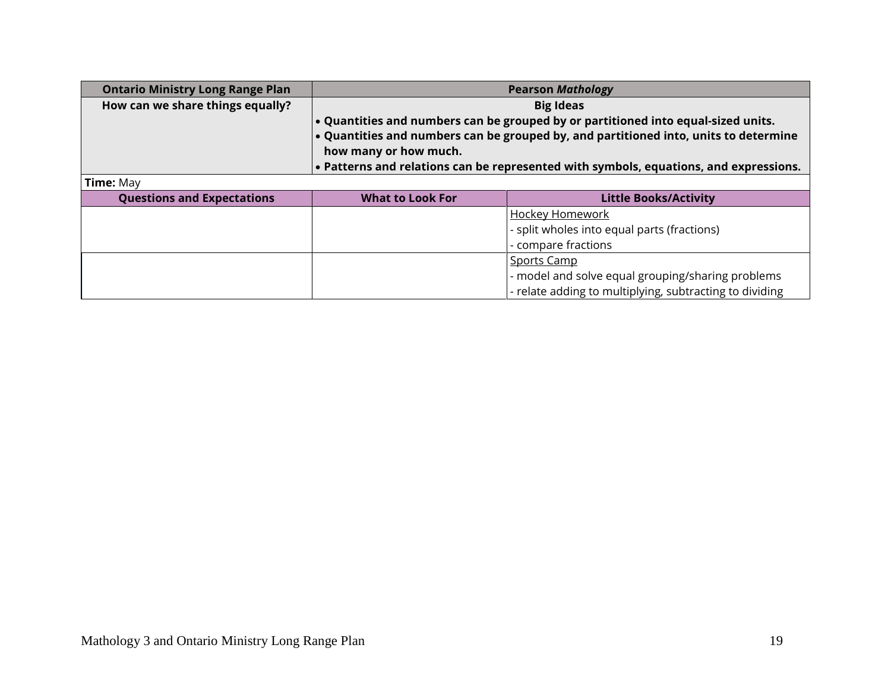| **Ontario Ministry Long Range Plan** | **Pearson *Mathology*** | |
|---|---|---|
| **How can we share things equally?** | **Big Ideas**<br>• **Quantities and numbers can be grouped by or partitioned into equal-sized units.**<br>• **Quantities and numbers can be grouped by, and partitioned into, units to determine how many or how much.**<br>• **Patterns and relations can be represented with symbols, equations, and expressions.** | |
| **Time:** May | | |
| **Questions and Expectations** | **What to Look For** | **Little Books/Activity** |
| | | Hockey Homework<br>- split wholes into equal parts (fractions)<br>- compare fractions |
| | | Sports Camp<br>- model and solve equal grouping/sharing problems<br>- relate adding to multiplying, subtracting to dividing |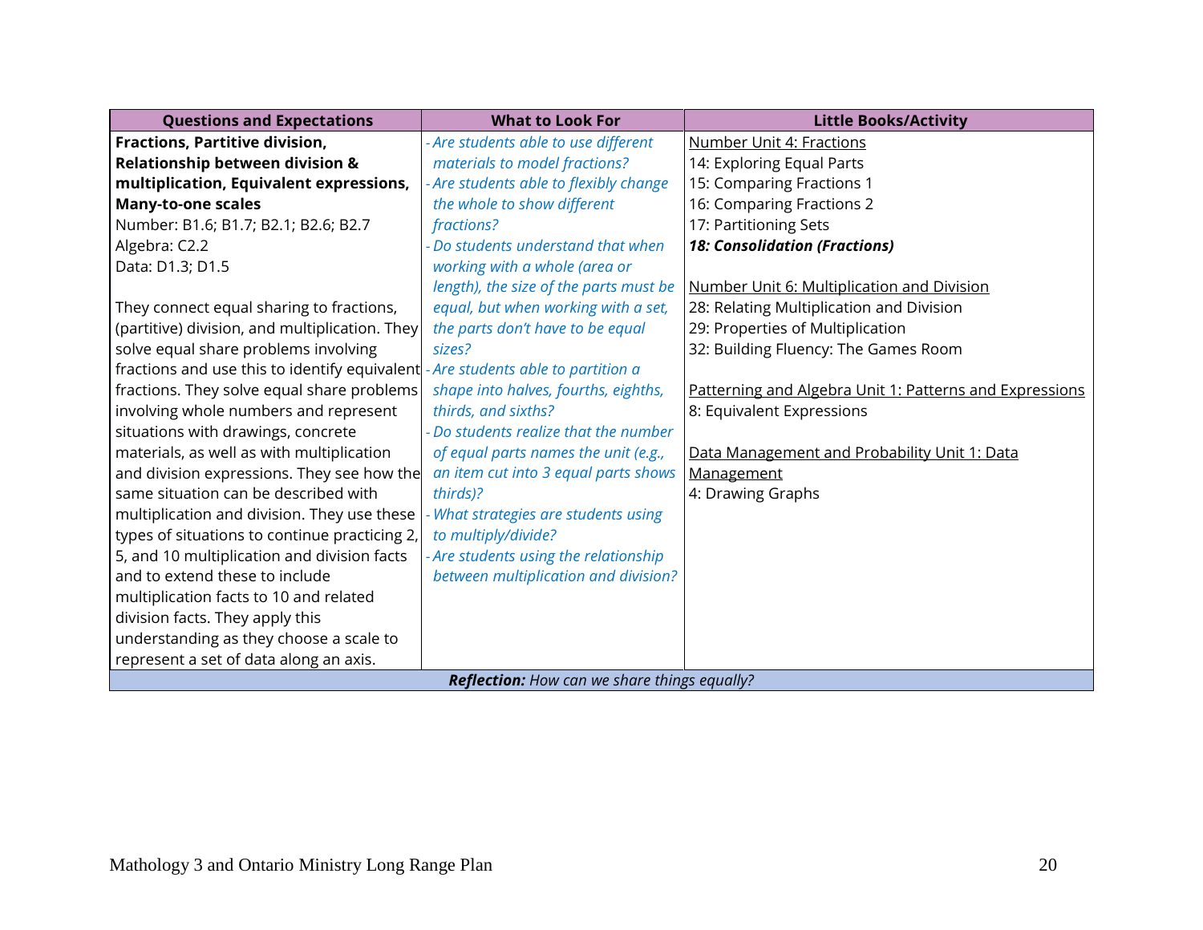| Questions and Expectations | What to Look For | Little Books/Activity |
|---|---|---|
| **Fractions, Partitive division, Relationship between division & multiplication, Equivalent expressions, Many-to-one scales**<br>Number: B1.6; B1.7; B2.1; B2.6; B2.7<br>Algebra: C2.2<br>Data: D1.3; D1.5<br><br>They connect equal sharing to fractions, (partitive) division, and multiplication. They solve equal share problems involving fractions and use this to identify equivalent fractions. They solve equal share problems involving whole numbers and represent situations with drawings, concrete materials, as well as with multiplication and division expressions. They see how the same situation can be described with multiplication and division. They use these types of situations to continue practicing 2, 5, and 10 multiplication and division facts and to extend these to include multiplication facts to 10 and related division facts. They apply this understanding as they choose a scale to represent a set of data along an axis. | - *Are students able to use different materials to model fractions?*<br>- *Are students able to flexibly change the whole to show different fractions?*<br>- *Do students understand that when working with a whole (area or length), the size of the parts must be equal, but when working with a set, the parts don't have to be equal sizes?*<br>- *Are students able to partition a shape into halves, fourths, eighths, thirds, and sixths?*<br>- *Do students realize that the number of equal parts names the unit (e.g., an item cut into 3 equal parts shows thirds)?*<br>- *What strategies are students using to multiply/divide?*<br>- *Are students using the relationship between multiplication and division?* | Number Unit 4: Fractions<br>14: Exploring Equal Parts<br>15: Comparing Fractions 1<br>16: Comparing Fractions 2<br>17: Partitioning Sets<br>***18: Consolidation (Fractions)***<br><br>Number Unit 6: Multiplication and Division<br>28: Relating Multiplication and Division<br>29: Properties of Multiplication<br>32: Building Fluency: The Games Room<br><br>Patterning and Algebra Unit 1: Patterns and Expressions<br>8: Equivalent Expressions<br><br>Data Management and Probability Unit 1: Data Management<br>4: Drawing Graphs |
| ***Reflection:*** *How can we share things equally?* | | |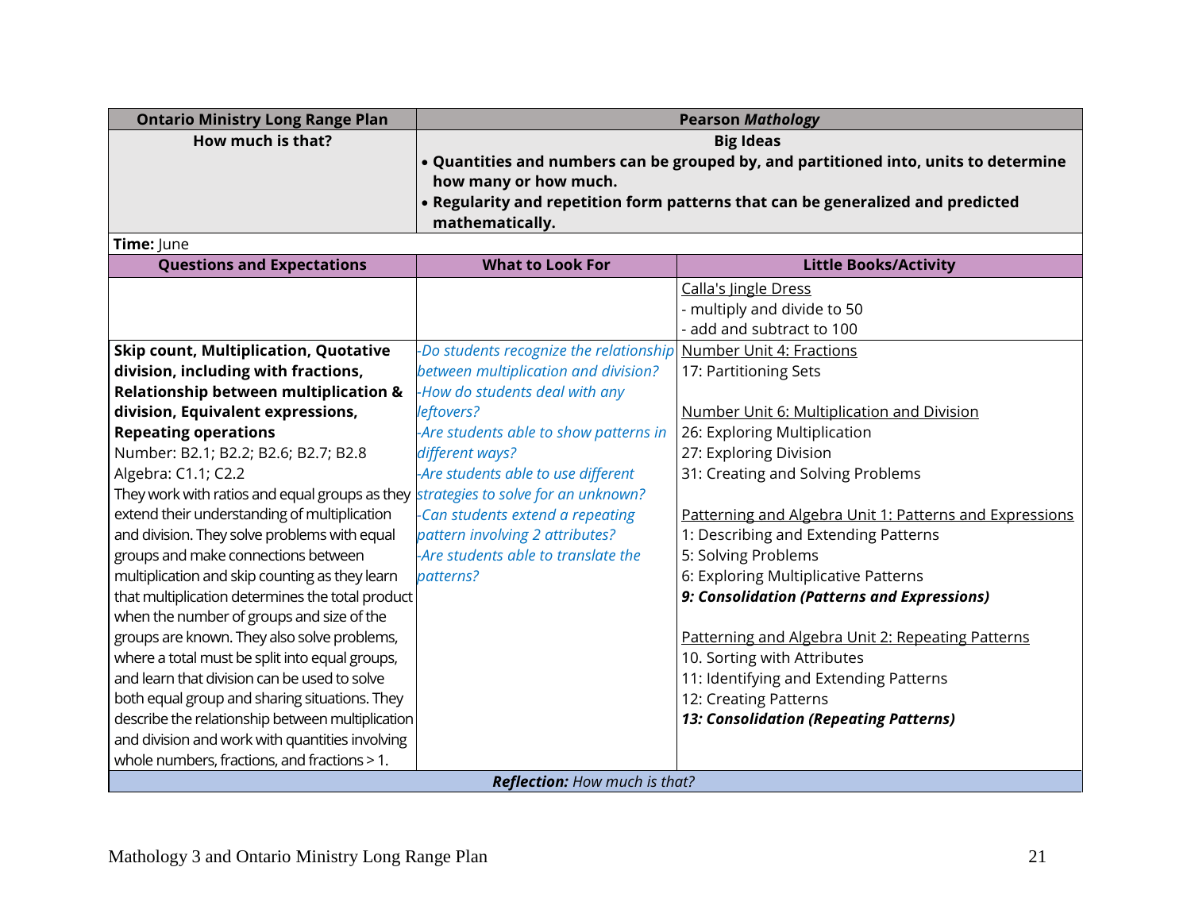| **Ontario Ministry Long Range Plan** | **Pearson *Mathology*** | |
|---|---|---|
| **How much is that?** | **Big Ideas**<br>• **Quantities and numbers can be grouped by, and partitioned into, units to determine how many or how much.**<br>• **Regularity and repetition form patterns that can be generalized and predicted mathematically.** | |
| **Time:** June | | |
| **Questions and Expectations** | **What to Look For** | **Little Books/Activity** |
| | | Calla's Jingle Dress<br>- multiply and divide to 50<br>- add and subtract to 100 |
| **Skip count, Multiplication, Quotative division, including with fractions, Relationship between multiplication & division, Equivalent expressions, Repeating operations**<br>Number: B2.1; B2.2; B2.6; B2.7; B2.8<br>Algebra: C1.1; C2.2<br>They work with ratios and equal groups as they extend their understanding of multiplication and division. They solve problems with equal groups and make connections between multiplication and skip counting as they learn that multiplication determines the total product when the number of groups and size of the groups are known. They also solve problems, where a total must be split into equal groups, and learn that division can be used to solve both equal group and sharing situations. They describe the relationship between multiplication and division and work with quantities involving whole numbers, fractions, and fractions > 1. | *-Do students recognize the relationship between multiplication and division?*<br>*-How do students deal with any leftovers?*<br>*-Are students able to show patterns in different ways?*<br>*-Are students able to use different strategies to solve for an unknown?*<br>*-Can students extend a repeating pattern involving 2 attributes?*<br>*-Are students able to translate the patterns?* | Number Unit 4: Fractions<br>17: Partitioning Sets<br><br>Number Unit 6: Multiplication and Division<br>26: Exploring Multiplication<br>27: Exploring Division<br>31: Creating and Solving Problems<br><br>Patterning and Algebra Unit 1: Patterns and Expressions<br>1: Describing and Extending Patterns<br>5: Solving Problems<br>6: Exploring Multiplicative Patterns<br>***9: Consolidation (Patterns and Expressions)***<br><br>Patterning and Algebra Unit 2: Repeating Patterns<br>10. Sorting with Attributes<br>11: Identifying and Extending Patterns<br>12: Creating Patterns<br>***13: Consolidation (Repeating Patterns)*** |
| ***Reflection:*** *How much is that?* | | |